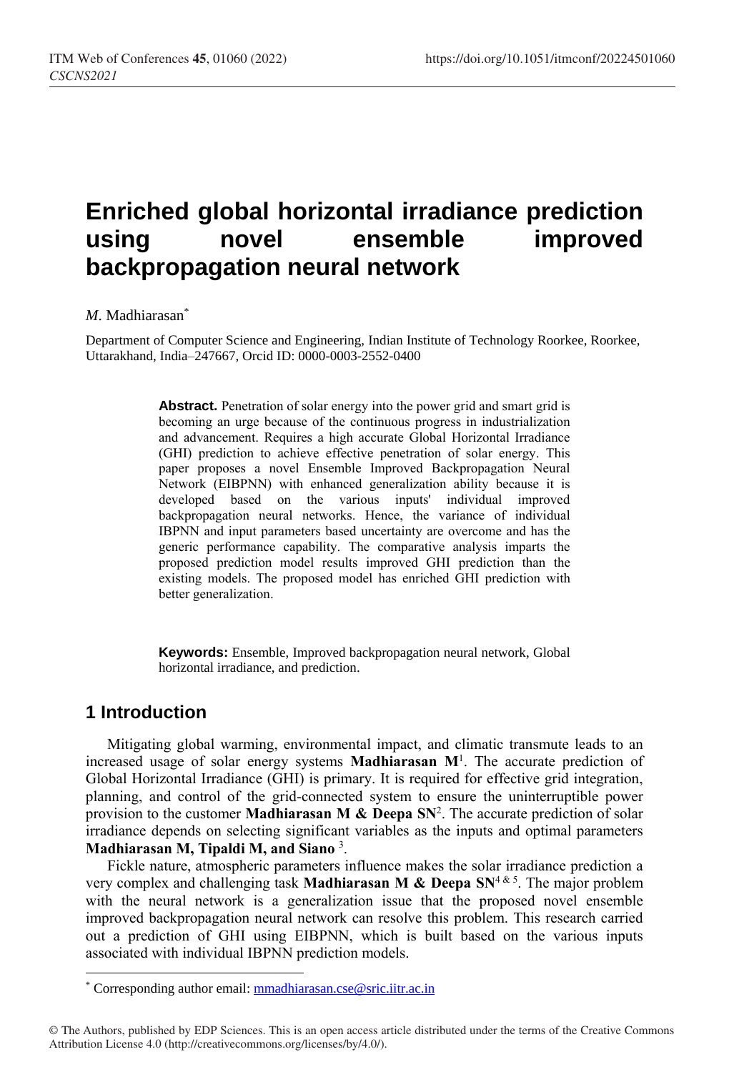# Enriched global horizontal irradiance prediction using novel ensemble improved backpropagation neural network

*M*. Madhiarasan*

Department of Computer Science and Engineering, Indian Institute of Technology Roorkee, Roorkee, Uttarakhand, India–247667, Orcid ID: 0000-0003-2552-0400

**Abstract.** Penetration of solar energy into the power grid and smart grid is becoming an urge because of the continuous progress in industrialization and advancement. Requires a high accurate Global Horizontal Irradiance (GHI) prediction to achieve effective penetration of solar energy. This paper proposes a novel Ensemble Improved Backpropagation Neural Network (EIBPNN) with enhanced generalization ability because it is developed based on the various inputs' individual improved backpropagation neural networks. Hence, the variance of individual IBPNN and input parameters based uncertainty are overcome and has the generic performance capability. The comparative analysis imparts the proposed prediction model results improved GHI prediction than the existing models. The proposed model has enriched GHI prediction with better generalization.

**Keywords:** Ensemble, Improved backpropagation neural network, Global horizontal irradiance, and prediction.

## 1 Introduction

Mitigating global warming, environmental impact, and climatic transmute leads to an increased usage of solar energy systems **Madhiarasan M**[1]. The accurate prediction of Global Horizontal Irradiance (GHI) is primary. It is required for effective grid integration, planning, and control of the grid-connected system to ensure the uninterruptible power provision to the customer **Madhiarasan M & Deepa SN**[2]. The accurate prediction of solar irradiance depends on selecting significant variables as the inputs and optimal parameters **Madhiarasan M, Tipaldi M, and Siano** [3].

Fickle nature, atmospheric parameters influence makes the solar irradiance prediction a very complex and challenging task **Madhiarasan M & Deepa SN**[4 & 5]. The major problem with the neural network is a generalization issue that the proposed novel ensemble improved backpropagation neural network can resolve this problem. This research carried out a prediction of GHI using EIBPNN, which is built based on the various inputs associated with individual IBPNN prediction models.

* Corresponding author email: mmadhiarasan.cse@sric.iitr.ac.in

© The Authors, published by EDP Sciences. This is an open access article distributed under the terms of the Creative Commons Attribution License 4.0 (http://creativecommons.org/licenses/by/4.0/).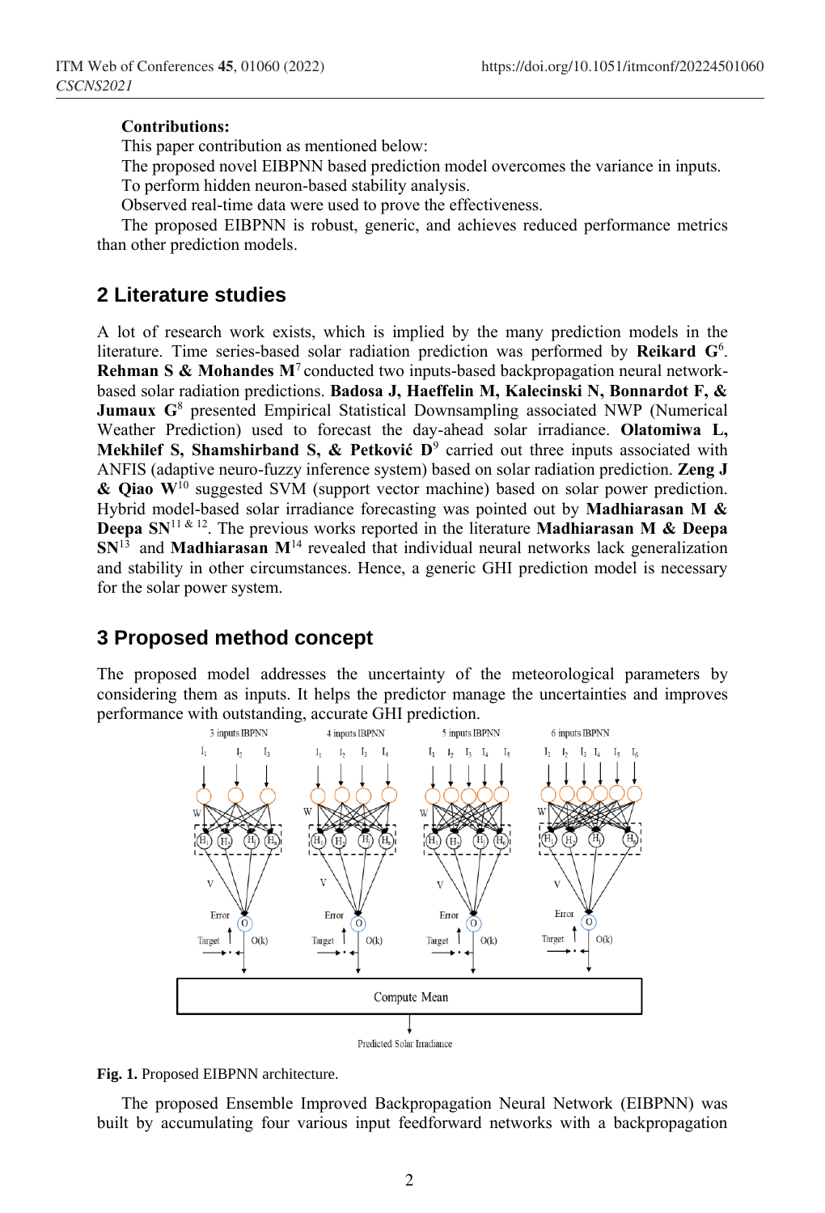**Contributions:**

This paper contribution as mentioned below:

The proposed novel EIBPNN based prediction model overcomes the variance in inputs.

To perform hidden neuron-based stability analysis.

Observed real-time data were used to prove the effectiveness.

The proposed EIBPNN is robust, generic, and achieves reduced performance metrics than other prediction models.

## 2 Literature studies

A lot of research work exists, which is implied by the many prediction models in the literature. Time series-based solar radiation prediction was performed by **Reikard G**[6]. **Rehman S & Mohandes M**[7] conducted two inputs-based backpropagation neural network-based solar radiation predictions. **Badosa J, Haeffelin M, Kalecinski N, Bonnardot F, & Jumaux G**[8] presented Empirical Statistical Downsampling associated NWP (Numerical Weather Prediction) used to forecast the day-ahead solar irradiance. **Olatomiwa L, Mekhilef S, Shamshirband S, & Petković D**[9] carried out three inputs associated with ANFIS (adaptive neuro-fuzzy inference system) based on solar radiation prediction. **Zeng J & Qiao W**[10] suggested SVM (support vector machine) based on solar power prediction. Hybrid model-based solar irradiance forecasting was pointed out by **Madhiarasan M & Deepa SN**[11 & 12]. The previous works reported in the literature **Madhiarasan M & Deepa SN**[13] and **Madhiarasan M**[14] revealed that individual neural networks lack generalization and stability in other circumstances. Hence, a generic GHI prediction model is necessary for the solar power system.

## 3 Proposed method concept

The proposed model addresses the uncertainty of the meteorological parameters by considering them as inputs. It helps the predictor manage the uncertainties and improves performance with outstanding, accurate GHI prediction.

**Fig. 1.** Proposed EIBPNN architecture.

The proposed Ensemble Improved Backpropagation Neural Network (EIBPNN) was built by accumulating four various input feedforward networks with a backpropagation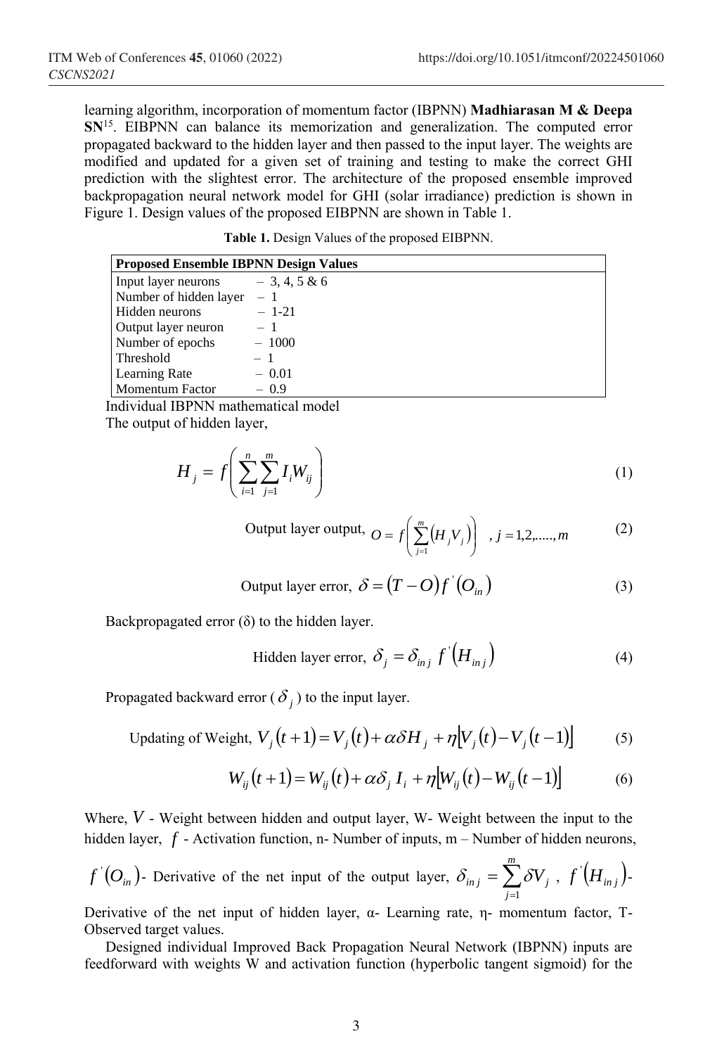learning algorithm, incorporation of momentum factor (IBPNN) **Madhiarasan M & Deepa SN**[15]. EIBPNN can balance its memorization and generalization. The computed error propagated backward to the hidden layer and then passed to the input layer. The weights are modified and updated for a given set of training and testing to make the correct GHI prediction with the slightest error. The architecture of the proposed ensemble improved backpropagation neural network model for GHI (solar irradiance) prediction is shown in Figure 1. Design values of the proposed EIBPNN are shown in Table 1.

**Table 1.** Design Values of the proposed EIBPNN.

| **Proposed Ensemble IBPNN Design Values** | |
|---|---|
| Input layer neurons | – 3, 4, 5 & 6 |
| Number of hidden layer | – 1 |
| Hidden neurons | – 1-21 |
| Output layer neuron | – 1 |
| Number of epochs | – 1000 |
| Threshold | – 1 |
| Learning Rate | – 0.01 |
| Momentum Factor | – 0.9 |

Individual IBPNN mathematical model

The output of hidden layer,

$$H_j = f\left(\sum_{i=1}^{n}\sum_{j=1}^{m} I_i W_{ij}\right) \tag{1}$$

Output layer output, $O = f\left(\sum_{j=1}^{m}\left(H_j V_j\right)\right) \quad , j = 1,2,.....,m$ (2)

Output layer error, $\delta = \left(T - O\right) f^{'}\left(O_{in}\right)$ (3)

Backpropagated error (δ) to the hidden layer.

Hidden layer error, $\delta_j = \delta_{in\,j}\ f^{'}\left(H_{in\,j}\right)$ (4)

Propagated backward error ( $\delta_j$ ) to the input layer.

Updating of Weight, $V_j\left(t+1\right) = V_j\left(t\right) + \alpha \delta H_j + \eta\left[V_j\left(t\right) - V_j\left(t-1\right)\right]$ (5)

$$W_{ij}\left(t+1\right) = W_{ij}\left(t\right) + \alpha \delta_j\ I_i + \eta\left[W_{ij}\left(t\right) - W_{ij}\left(t-1\right)\right] \tag{6}$$

Where, $V$ - Weight between hidden and output layer, W- Weight between the input to the hidden layer, $f$ - Activation function, n- Number of inputs, m – Number of hidden neurons, $f^{'}\left(O_{in}\right)$- Derivative of the net input of the output layer, $\delta_{in\,j} = \sum_{j=1}^{m} \delta V_j$ , $f^{'}\left(H_{in\,j}\right)$- Derivative of the net input of hidden layer, α- Learning rate, η- momentum factor, T- Observed target values.

Designed individual Improved Back Propagation Neural Network (IBPNN) inputs are feedforward with weights W and activation function (hyperbolic tangent sigmoid) for the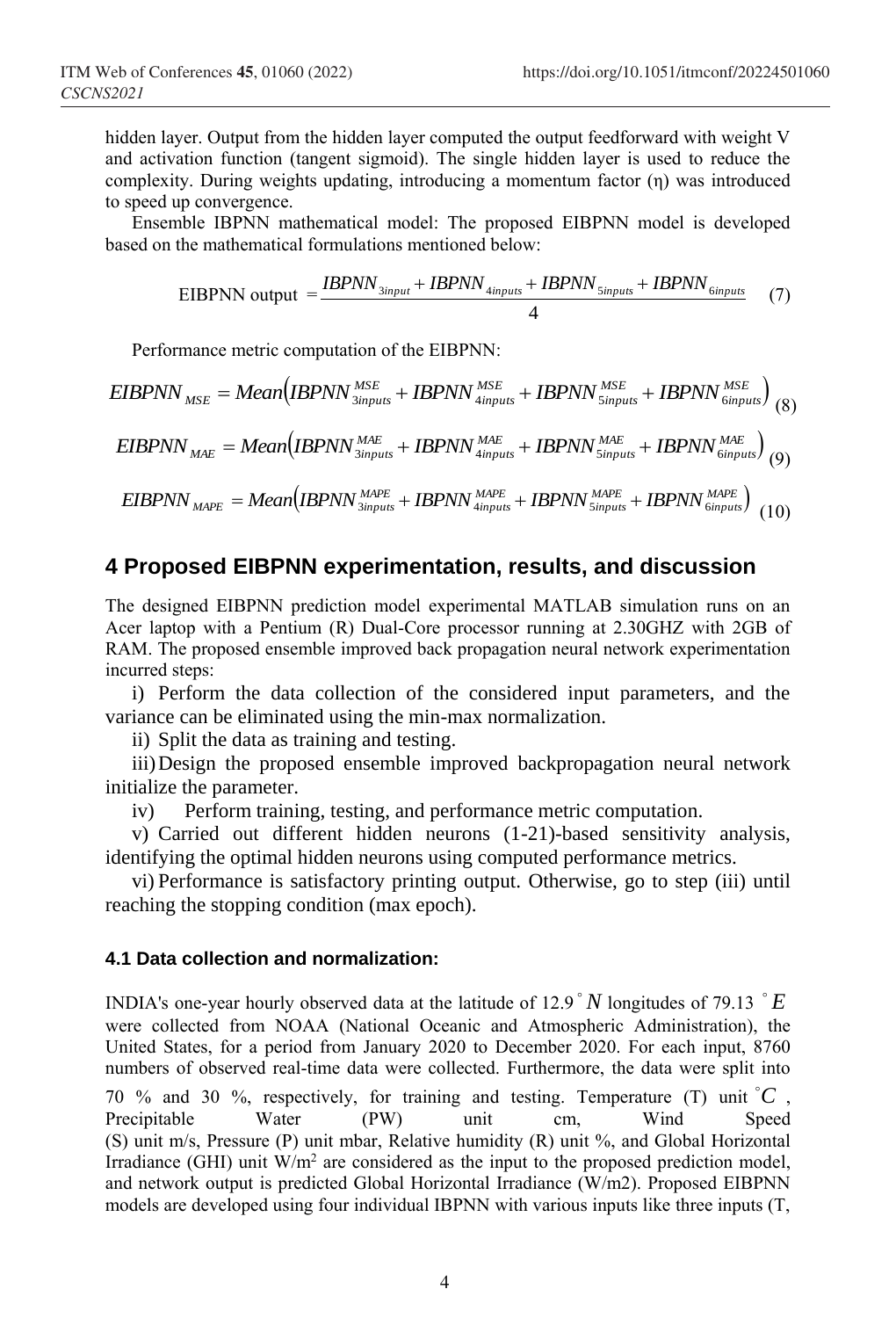hidden layer. Output from the hidden layer computed the output feedforward with weight V and activation function (tangent sigmoid). The single hidden layer is used to reduce the complexity. During weights updating, introducing a momentum factor (η) was introduced to speed up convergence.

Ensemble IBPNN mathematical model: The proposed EIBPNN model is developed based on the mathematical formulations mentioned below:

$$\text{EIBPNN output } = \frac{IBPNN_{3input} + IBPNN_{4inputs} + IBPNN_{5inputs} + IBPNN_{6inputs}}{4} \quad (7)$$

Performance metric computation of the EIBPNN:

$$EIBPNN_{MSE} = Mean\left(IBPNN_{3inputs}^{MSE} + IBPNN_{4inputs}^{MSE} + IBPNN_{5inputs}^{MSE} + IBPNN_{6inputs}^{MSE}\right) \quad (8)$$

$$EIBPNN_{MAE} = Mean\left(IBPNN_{3inputs}^{MAE} + IBPNN_{4inputs}^{MAE} + IBPNN_{5inputs}^{MAE} + IBPNN_{6inputs}^{MAE}\right) \quad (9)$$

$$EIBPNN_{MAPE} = Mean\left(IBPNN_{3inputs}^{MAPE} + IBPNN_{4inputs}^{MAPE} + IBPNN_{5inputs}^{MAPE} + IBPNN_{6inputs}^{MAPE}\right) \quad (10)$$

## 4 Proposed EIBPNN experimentation, results, and discussion

The designed EIBPNN prediction model experimental MATLAB simulation runs on an Acer laptop with a Pentium (R) Dual-Core processor running at 2.30GHZ with 2GB of RAM. The proposed ensemble improved back propagation neural network experimentation incurred steps:

i) Perform the data collection of the considered input parameters, and the variance can be eliminated using the min-max normalization.

ii) Split the data as training and testing.

iii) Design the proposed ensemble improved backpropagation neural network initialize the parameter.

iv) Perform training, testing, and performance metric computation.

v) Carried out different hidden neurons (1-21)-based sensitivity analysis, identifying the optimal hidden neurons using computed performance metrics.

vi) Performance is satisfactory printing output. Otherwise, go to step (iii) until reaching the stopping condition (max epoch).

### 4.1 Data collection and normalization:

INDIA's one-year hourly observed data at the latitude of 12.9 $^{\circ}N$ longitudes of 79.13 $^{\circ}E$ were collected from NOAA (National Oceanic and Atmospheric Administration), the United States, for a period from January 2020 to December 2020. For each input, 8760 numbers of observed real-time data were collected. Furthermore, the data were split into 70 % and 30 %, respectively, for training and testing. Temperature (T) unit $^{\circ}C$, Precipitable Water (PW) unit cm, Wind Speed (S) unit m/s, Pressure (P) unit mbar, Relative humidity (R) unit %, and Global Horizontal Irradiance (GHI) unit W/m$^2$ are considered as the input to the proposed prediction model, and network output is predicted Global Horizontal Irradiance (W/m2). Proposed EIBPNN models are developed using four individual IBPNN with various inputs like three inputs (T,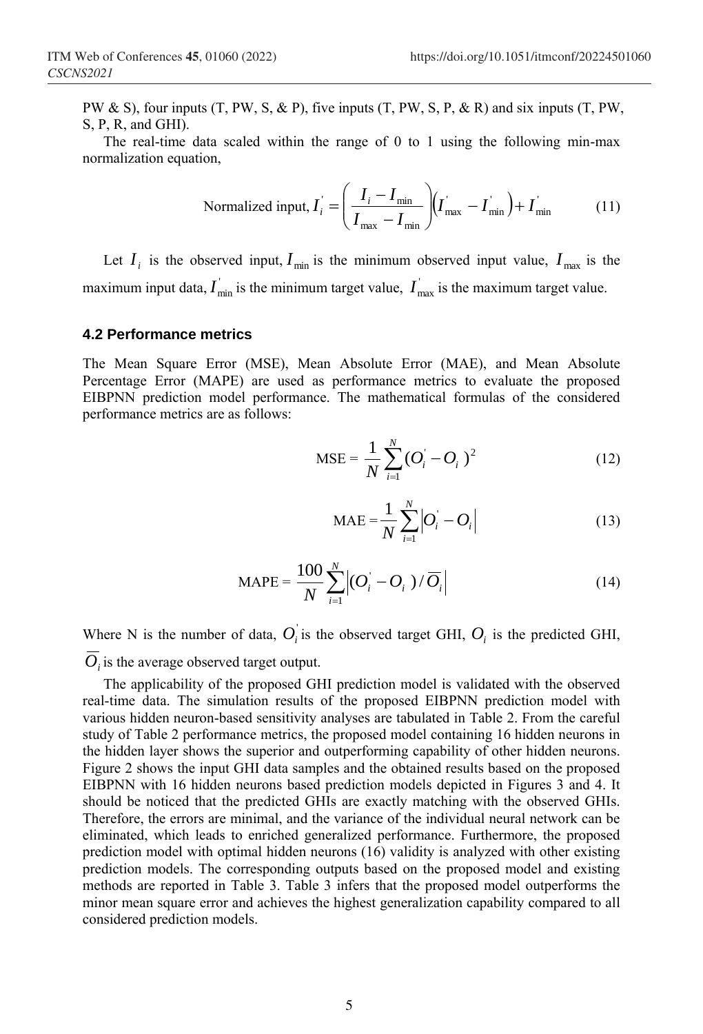PW & S), four inputs (T, PW, S, & P), five inputs (T, PW, S, P, & R) and six inputs (T, PW, S, P, R, and GHI).

The real-time data scaled within the range of 0 to 1 using the following min-max normalization equation,

$$\text{Normalized input, } I_i^{'} = \left( \frac{I_i - I_{\min}}{I_{\max} - I_{\min}} \right) \left( I_{\max}^{'} - I_{\min}^{'} \right) + I_{\min}^{'} \tag{11}$$

Let $I_i$ is the observed input, $I_{\min}$ is the minimum observed input value, $I_{\max}$ is the maximum input data, $I_{\min}^{'}$ is the minimum target value, $I_{\max}^{'}$ is the maximum target value.

### 4.2 Performance metrics

The Mean Square Error (MSE), Mean Absolute Error (MAE), and Mean Absolute Percentage Error (MAPE) are used as performance metrics to evaluate the proposed EIBPNN prediction model performance. The mathematical formulas of the considered performance metrics are as follows:

$$\text{MSE} = \frac{1}{N} \sum_{i=1}^{N} (O_i^{'} - O_i)^2 \tag{12}$$

$$\text{MAE} = \frac{1}{N} \sum_{i=1}^{N} \left| O_i^{'} - O_i \right| \tag{13}$$

$$\text{MAPE} = \frac{100}{N} \sum_{i=1}^{N} \left| (O_i^{'} - O_i) / \overline{O_i} \right| \tag{14}$$

Where N is the number of data, $O_i^{'}$ is the observed target GHI, $O_i$ is the predicted GHI, $\overline{O_i}$ is the average observed target output.

The applicability of the proposed GHI prediction model is validated with the observed real-time data. The simulation results of the proposed EIBPNN prediction model with various hidden neuron-based sensitivity analyses are tabulated in Table 2. From the careful study of Table 2 performance metrics, the proposed model containing 16 hidden neurons in the hidden layer shows the superior and outperforming capability of other hidden neurons. Figure 2 shows the input GHI data samples and the obtained results based on the proposed EIBPNN with 16 hidden neurons based prediction models depicted in Figures 3 and 4. It should be noticed that the predicted GHIs are exactly matching with the observed GHIs. Therefore, the errors are minimal, and the variance of the individual neural network can be eliminated, which leads to enriched generalized performance. Furthermore, the proposed prediction model with optimal hidden neurons (16) validity is analyzed with other existing prediction models. The corresponding outputs based on the proposed model and existing methods are reported in Table 3. Table 3 infers that the proposed model outperforms the minor mean square error and achieves the highest generalization capability compared to all considered prediction models.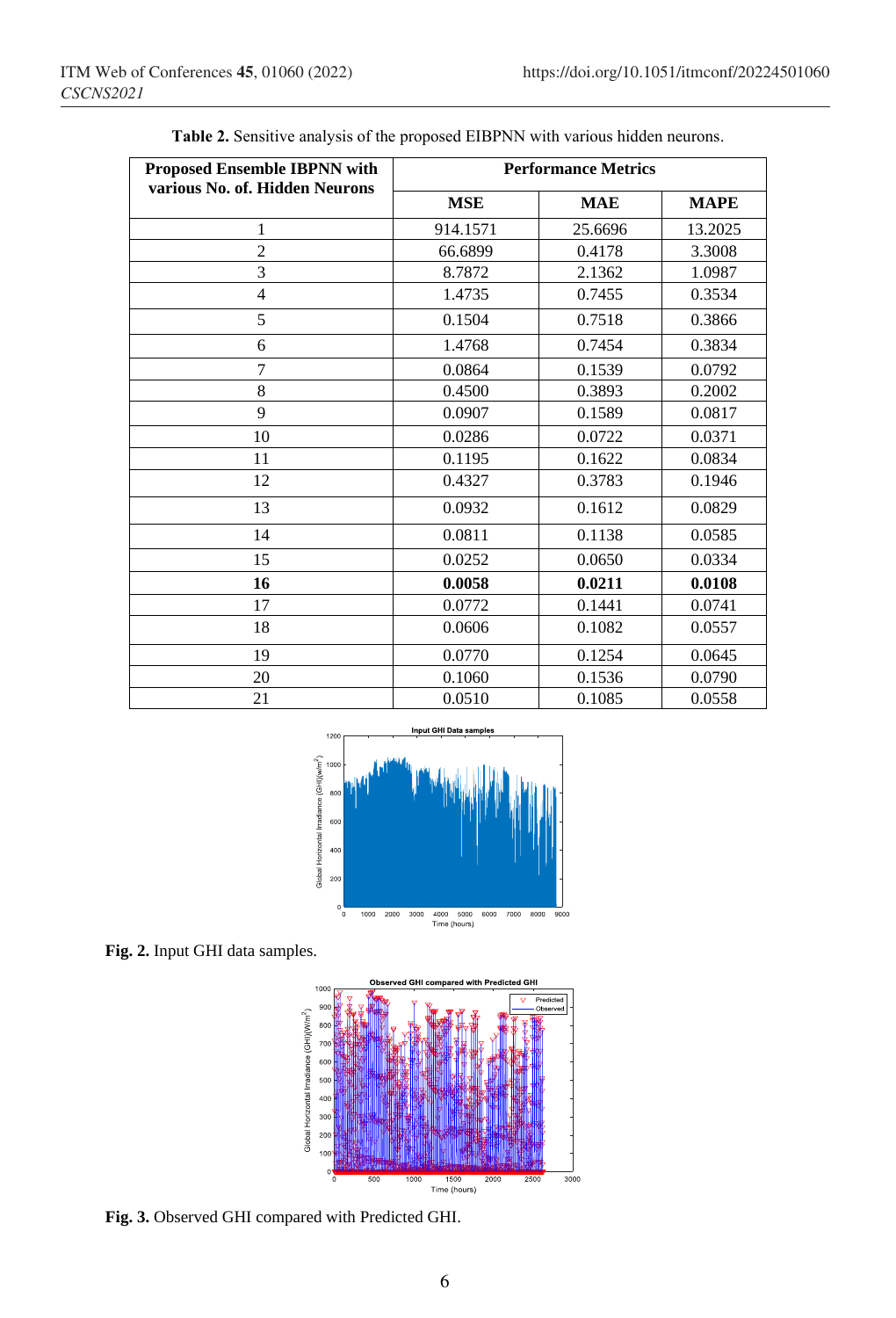**Table 2.** Sensitive analysis of the proposed EIBPNN with various hidden neurons.

| Proposed Ensemble IBPNN with various No. of. Hidden Neurons | Performance Metrics | | |
|---|---|---|---|
| | MSE | MAE | MAPE |
| 1 | 914.1571 | 25.6696 | 13.2025 |
| 2 | 66.6899 | 0.4178 | 3.3008 |
| 3 | 8.7872 | 2.1362 | 1.0987 |
| 4 | 1.4735 | 0.7455 | 0.3534 |
| 5 | 0.1504 | 0.7518 | 0.3866 |
| 6 | 1.4768 | 0.7454 | 0.3834 |
| 7 | 0.0864 | 0.1539 | 0.0792 |
| 8 | 0.4500 | 0.3893 | 0.2002 |
| 9 | 0.0907 | 0.1589 | 0.0817 |
| 10 | 0.0286 | 0.0722 | 0.0371 |
| 11 | 0.1195 | 0.1622 | 0.0834 |
| 12 | 0.4327 | 0.3783 | 0.1946 |
| 13 | 0.0932 | 0.1612 | 0.0829 |
| 14 | 0.0811 | 0.1138 | 0.0585 |
| 15 | 0.0252 | 0.0650 | 0.0334 |
| **16** | **0.0058** | **0.0211** | **0.0108** |
| 17 | 0.0772 | 0.1441 | 0.0741 |
| 18 | 0.0606 | 0.1082 | 0.0557 |
| 19 | 0.0770 | 0.1254 | 0.0645 |
| 20 | 0.1060 | 0.1536 | 0.0790 |
| 21 | 0.0510 | 0.1085 | 0.0558 |

**Fig. 2.** Input GHI data samples.

**Fig. 3.** Observed GHI compared with Predicted GHI.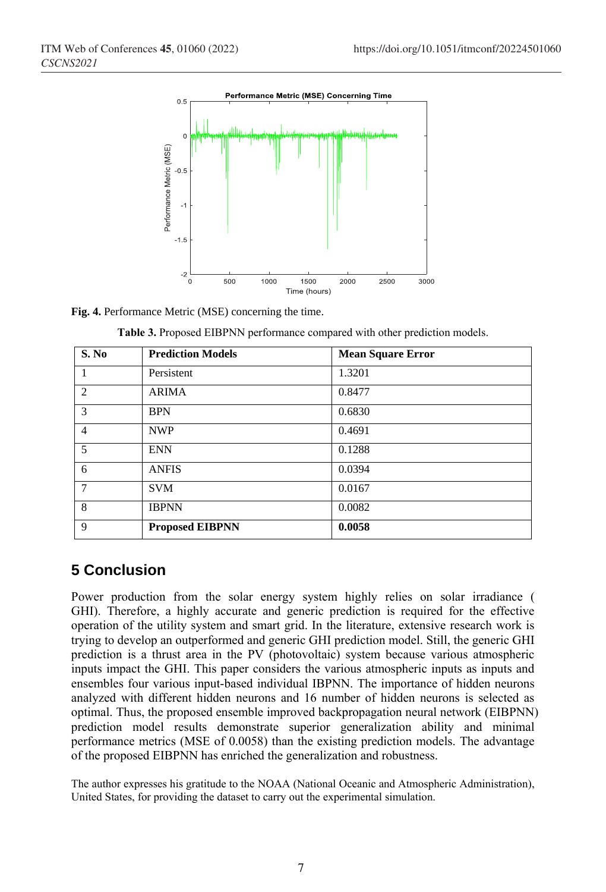**Fig. 4.** Performance Metric (MSE) concerning the time.

**Table 3.** Proposed EIBPNN performance compared with other prediction models.

| S. No | Prediction Models | Mean Square Error |
|---|---|---|
| 1 | Persistent | 1.3201 |
| 2 | ARIMA | 0.8477 |
| 3 | BPN | 0.6830 |
| 4 | NWP | 0.4691 |
| 5 | ENN | 0.1288 |
| 6 | ANFIS | 0.0394 |
| 7 | SVM | 0.0167 |
| 8 | IBPNN | 0.0082 |
| 9 | **Proposed EIBPNN** | **0.0058** |

## 5 Conclusion

Power production from the solar energy system highly relies on solar irradiance ( GHI). Therefore, a highly accurate and generic prediction is required for the effective operation of the utility system and smart grid. In the literature, extensive research work is trying to develop an outperformed and generic GHI prediction model. Still, the generic GHI prediction is a thrust area in the PV (photovoltaic) system because various atmospheric inputs impact the GHI. This paper considers the various atmospheric inputs as inputs and ensembles four various input-based individual IBPNN. The importance of hidden neurons analyzed with different hidden neurons and 16 number of hidden neurons is selected as optimal. Thus, the proposed ensemble improved backpropagation neural network (EIBPNN) prediction model results demonstrate superior generalization ability and minimal performance metrics (MSE of 0.0058) than the existing prediction models. The advantage of the proposed EIBPNN has enriched the generalization and robustness.

The author expresses his gratitude to the NOAA (National Oceanic and Atmospheric Administration), United States, for providing the dataset to carry out the experimental simulation.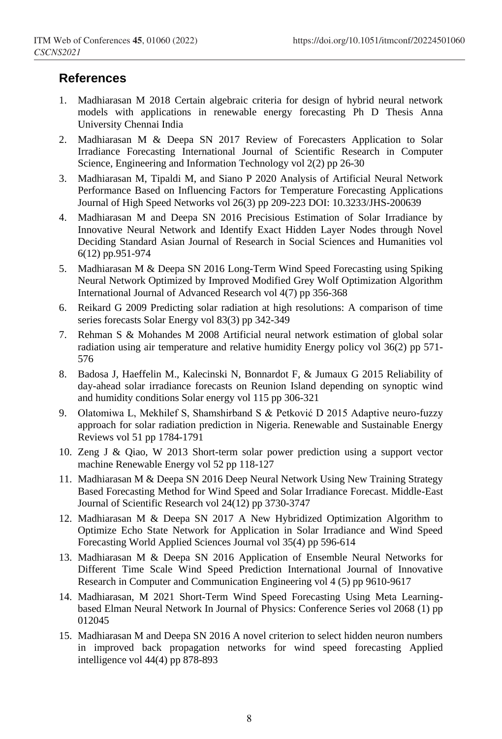## References

1. Madhiarasan M 2018 Certain algebraic criteria for design of hybrid neural network models with applications in renewable energy forecasting Ph D Thesis Anna University Chennai India
2. Madhiarasan M & Deepa SN 2017 Review of Forecasters Application to Solar Irradiance Forecasting International Journal of Scientific Research in Computer Science, Engineering and Information Technology vol 2(2) pp 26-30
3. Madhiarasan M, Tipaldi M, and Siano P 2020 Analysis of Artificial Neural Network Performance Based on Influencing Factors for Temperature Forecasting Applications Journal of High Speed Networks vol 26(3) pp 209-223 DOI: 10.3233/JHS-200639
4. Madhiarasan M and Deepa SN 2016 Precisious Estimation of Solar Irradiance by Innovative Neural Network and Identify Exact Hidden Layer Nodes through Novel Deciding Standard Asian Journal of Research in Social Sciences and Humanities vol 6(12) pp.951-974
5. Madhiarasan M & Deepa SN 2016 Long-Term Wind Speed Forecasting using Spiking Neural Network Optimized by Improved Modified Grey Wolf Optimization Algorithm International Journal of Advanced Research vol 4(7) pp 356-368
6. Reikard G 2009 Predicting solar radiation at high resolutions: A comparison of time series forecasts Solar Energy vol 83(3) pp 342-349
7. Rehman S & Mohandes M 2008 Artificial neural network estimation of global solar radiation using air temperature and relative humidity Energy policy vol 36(2) pp 571-576
8. Badosa J, Haeffelin M., Kalecinski N, Bonnardot F, & Jumaux G 2015 Reliability of day-ahead solar irradiance forecasts on Reunion Island depending on synoptic wind and humidity conditions Solar energy vol 115 pp 306-321
9. Olatomiwa L, Mekhilef S, Shamshirband S & Petković D 2015 Adaptive neuro-fuzzy approach for solar radiation prediction in Nigeria. Renewable and Sustainable Energy Reviews vol 51 pp 1784-1791
10. Zeng J & Qiao, W 2013 Short-term solar power prediction using a support vector machine Renewable Energy vol 52 pp 118-127
11. Madhiarasan M & Deepa SN 2016 Deep Neural Network Using New Training Strategy Based Forecasting Method for Wind Speed and Solar Irradiance Forecast. Middle-East Journal of Scientific Research vol 24(12) pp 3730-3747
12. Madhiarasan M & Deepa SN 2017 A New Hybridized Optimization Algorithm to Optimize Echo State Network for Application in Solar Irradiance and Wind Speed Forecasting World Applied Sciences Journal vol 35(4) pp 596-614
13. Madhiarasan M & Deepa SN 2016 Application of Ensemble Neural Networks for Different Time Scale Wind Speed Prediction International Journal of Innovative Research in Computer and Communication Engineering vol 4 (5) pp 9610-9617
14. Madhiarasan, M 2021 Short-Term Wind Speed Forecasting Using Meta Learning-based Elman Neural Network In Journal of Physics: Conference Series vol 2068 (1) pp 012045
15. Madhiarasan M and Deepa SN 2016 A novel criterion to select hidden neuron numbers in improved back propagation networks for wind speed forecasting Applied intelligence vol 44(4) pp 878-893